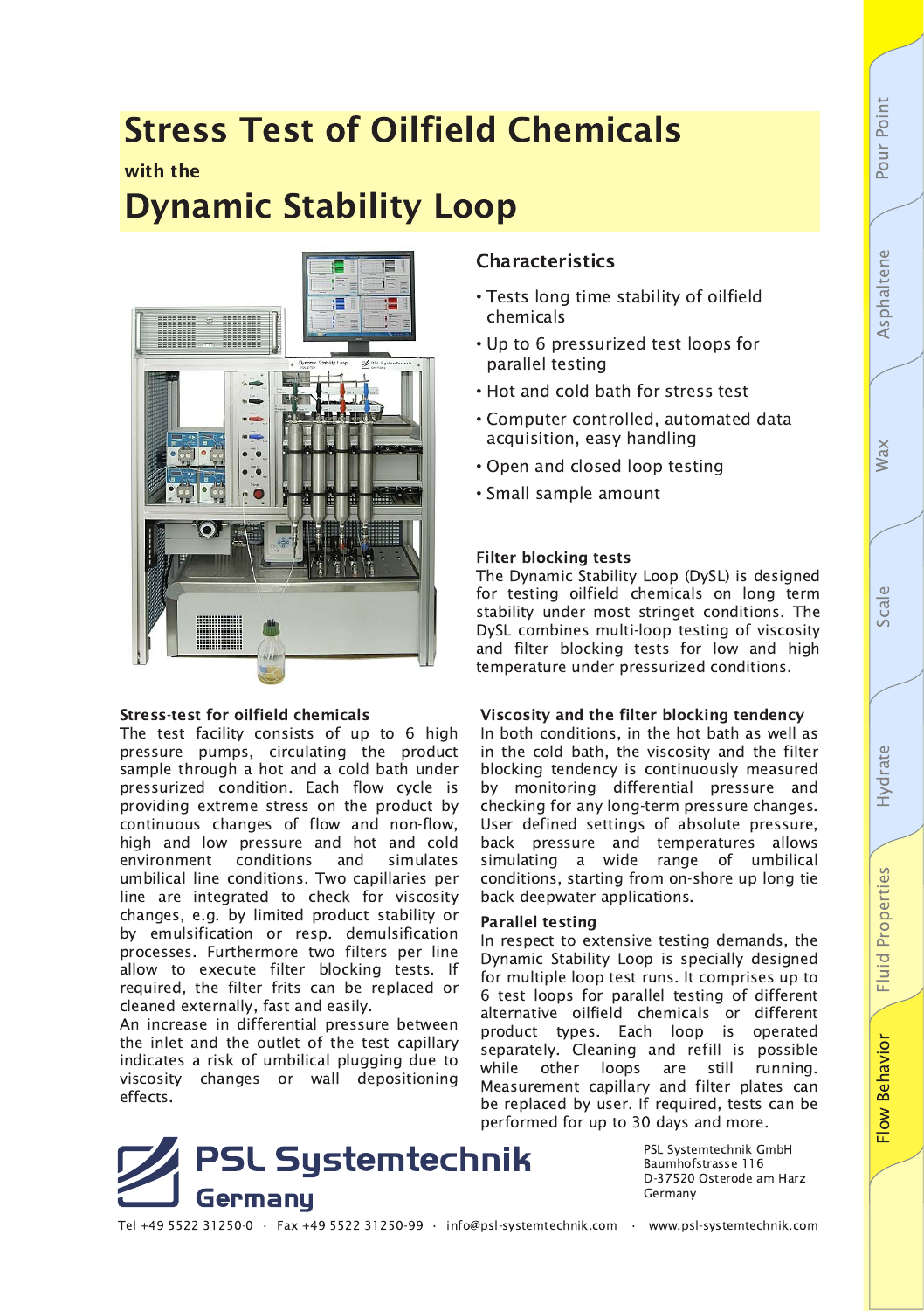# Stress Test of Oilfield Chemicals

with the

# Dynamic Stability Loop

## Characteristics

- Tests long time stability of oilfield chemicals
- Up to 6 pressurized test loops for parallel testing
- Hot and cold bath for stress test
- Computer controlled, automated data acquisition, easy handling
- Open and closed loop testing
- Small sample amount

### Filter blocking tests

The Dynamic Stability Loop (DySL) is designed for testing oilfield chemicals on long term stability under most stringet conditions. The DySL combines multi-loop testing of viscosity and filter blocking tests for low and high temperature under pressurized conditions.

### Stress-test for oilfield chemicals

The test facility consists of up to 6 high pressure pumps, circulating the product sample through a hot and a cold bath under pressurized condition. Each flow cycle is providing extreme stress on the product by continuous changes of flow and non-flow, high and low pressure and hot and cold environment conditions and simulates umbilical line conditions. Two capillaries per line are integrated to check for viscosity changes, e.g. by limited product stability or by emulsification or resp. demulsification processes. Furthermore two filters per line allow to execute filter blocking tests. If required, the filter frits can be replaced or cleaned externally, fast and easily.

An increase in differential pressure between the inlet and the outlet of the test capillary indicates a risk of umbilical plugging due to viscosity changes or wall depositioning effects.

### Viscosity and the filter blocking tendency

In both conditions, in the hot bath as well as in the cold bath, the viscosity and the filter blocking tendency is continuously measured by monitoring differential pressure and checking for any long-term pressure changes. User defined settings of absolute pressure, back pressure and temperatures allows simulating a wide range of umbilical conditions, starting from on-shore up long tie back deepwater applications.

### Parallel testing

In respect to extensive testing demands, the Dynamic Stability Loop is specially designed for multiple loop test runs. It comprises up to 6 test loops for parallel testing of different alternative oilfield chemicals or different product types. Each loop is operated separately. Cleaning and refill is possible while other loops are still running. Measurement capillary and filter plates can be replaced by user. If required, tests can be performed for up to 30 days and more.

**PSL Systemtechnik Germany**

PSL Systemtechnik GmbH
Baumhofstrasse 116
D-37520 Osterode am Harz
Germany

Tel +49 5522 31250-0 · Fax +49 5522 31250-99 · info@psl-systemtechnik.com · www.psl-systemtechnik.com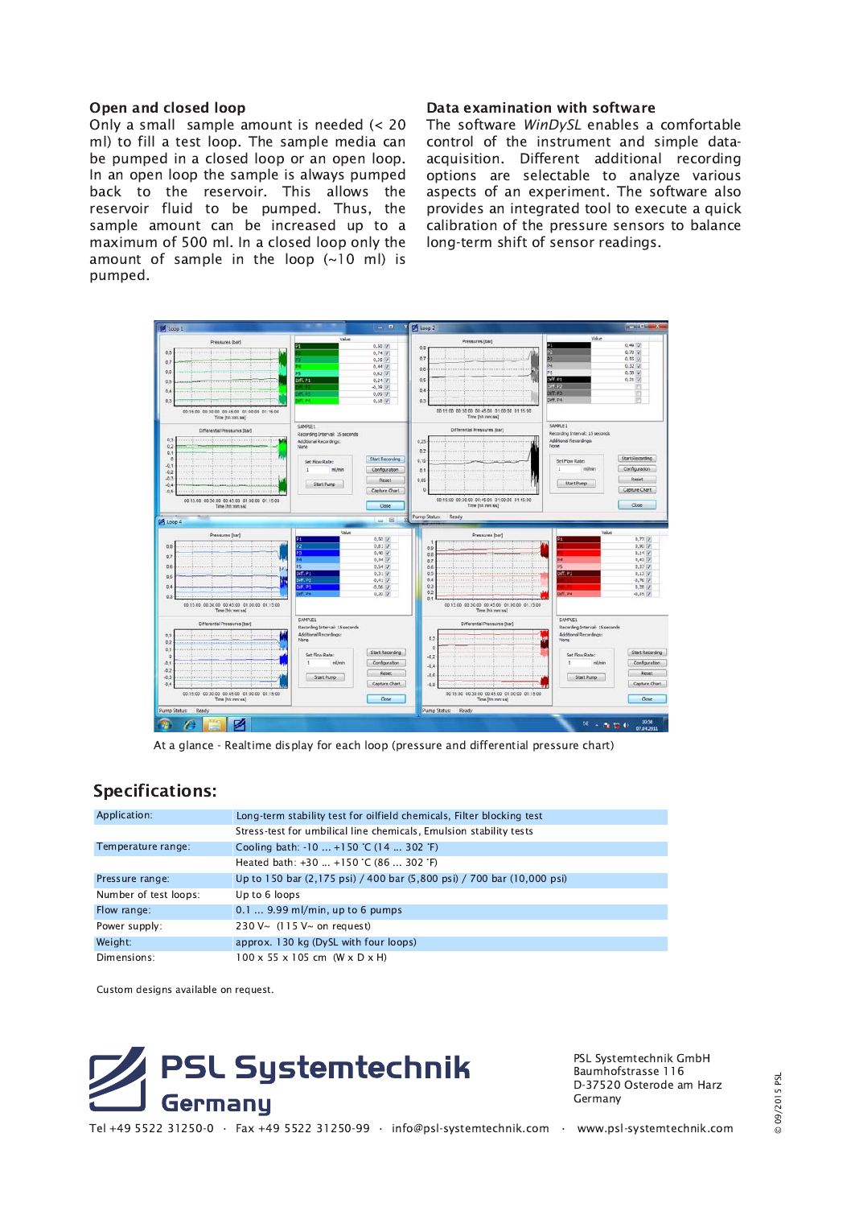### Open and closed loop

Only a small sample amount is needed (< 20 ml) to fill a test loop. The sample media can be pumped in a closed loop or an open loop. In an open loop the sample is always pumped back to the reservoir. This allows the reservoir fluid to be pumped. Thus, the sample amount can be increased up to a maximum of 500 ml. In a closed loop only the amount of sample in the loop (~10 ml) is pumped.

### Data examination with software

The software *WinDySL* enables a comfortable control of the instrument and simple data-acquisition. Different additional recording options are selectable to analyze various aspects of an experiment. The software also provides an integrated tool to execute a quick calibration of the pressure sensors to balance long-term shift of sensor readings.

At a glance - Realtime display for each loop (pressure and differential pressure chart)

## Specifications:

| | |
|---|---|
| Application: | Long-term stability test for oilfield chemicals, Filter blocking test |
| | Stress-test for umbilical line chemicals, Emulsion stability tests |
| Temperature range: | Cooling bath: -10 ... +150 °C (14 ... 302 °F) |
| | Heated bath: +30 ... +150 °C (86 ... 302 °F) |
| Pressure range: | Up to 150 bar (2,175 psi) / 400 bar (5,800 psi) / 700 bar (10,000 psi) |
| Number of test loops: | Up to 6 loops |
| Flow range: | 0.1 ... 9.99 ml/min, up to 6 pumps |
| Power supply: | 230 V~ (115 V~ on request) |
| Weight: | approx. 130 kg (DySL with four loops) |
| Dimensions: | 100 x 55 x 105 cm (W x D x H) |

Custom designs available on request.

PSL Systemtechnik Germany

PSL Systemtechnik GmbH
Baumhofstrasse 116
D-37520 Osterode am Harz
Germany

Tel +49 5522 31250-0 · Fax +49 5522 31250-99 · info@psl-systemtechnik.com · www.psl-systemtechnik.com

© 09/2015 PSL